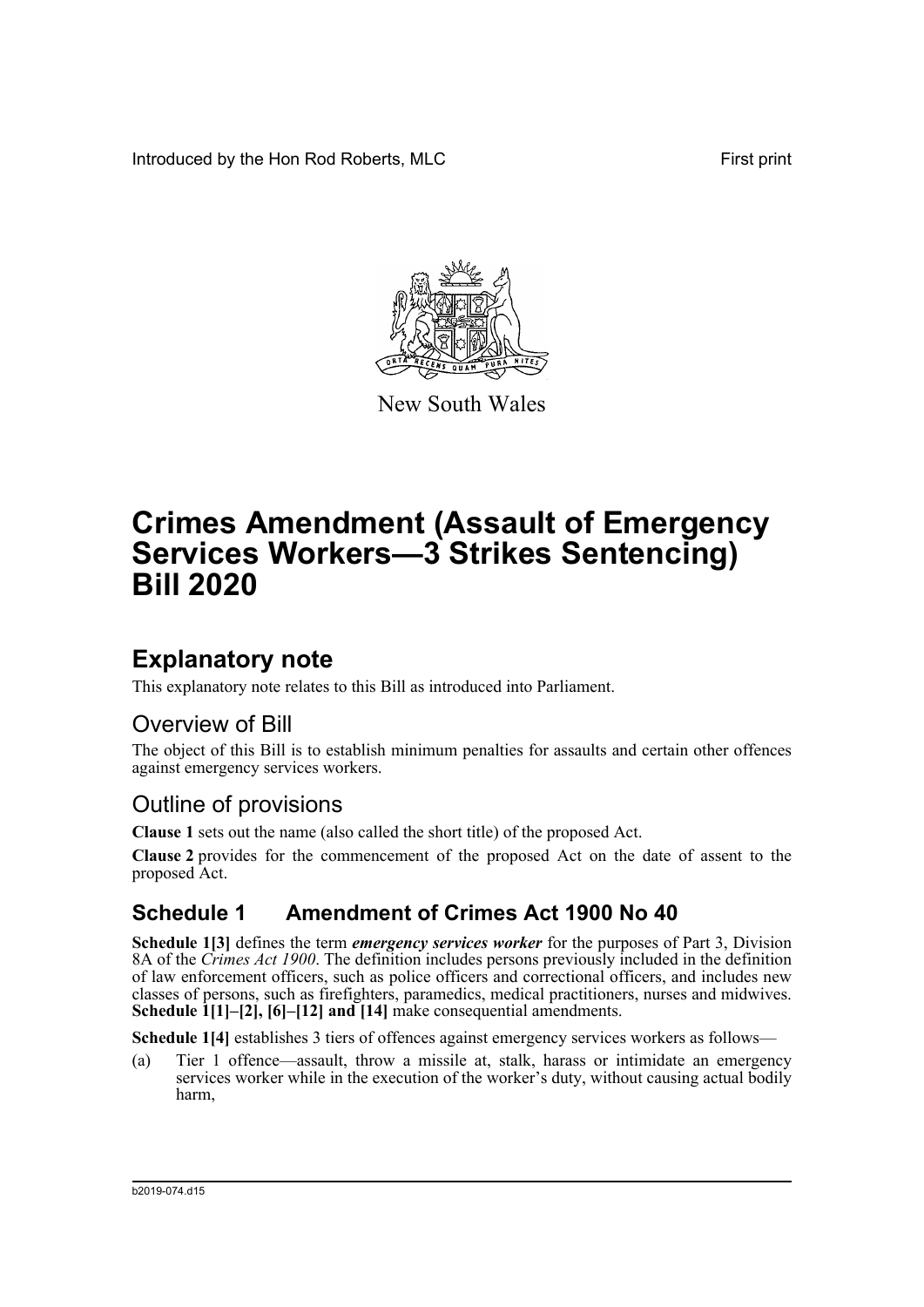Introduced by the Hon Rod Roberts, MLC First print

New South Wales

# Crimes Amendment (Assault of Emergency Services Workers—3 Strikes Sentencing) Bill 2020

## Explanatory note

This explanatory note relates to this Bill as introduced into Parliament.

### Overview of Bill

The object of this Bill is to establish minimum penalties for assaults and certain other offences against emergency services workers.

### Outline of provisions

**Clause 1** sets out the name (also called the short title) of the proposed Act.

**Clause 2** provides for the commencement of the proposed Act on the date of assent to the proposed Act.

### Schedule 1 Amendment of Crimes Act 1900 No 40

**Schedule 1[3]** defines the term ***emergency services worker*** for the purposes of Part 3, Division 8A of the *Crimes Act 1900*. The definition includes persons previously included in the definition of law enforcement officers, such as police officers and correctional officers, and includes new classes of persons, such as firefighters, paramedics, medical practitioners, nurses and midwives. **Schedule 1[1]–[2], [6]–[12] and [14]** make consequential amendments.

**Schedule 1[4]** establishes 3 tiers of offences against emergency services workers as follows—

(a) Tier 1 offence—assault, throw a missile at, stalk, harass or intimidate an emergency services worker while in the execution of the worker's duty, without causing actual bodily harm,

b2019-074.d15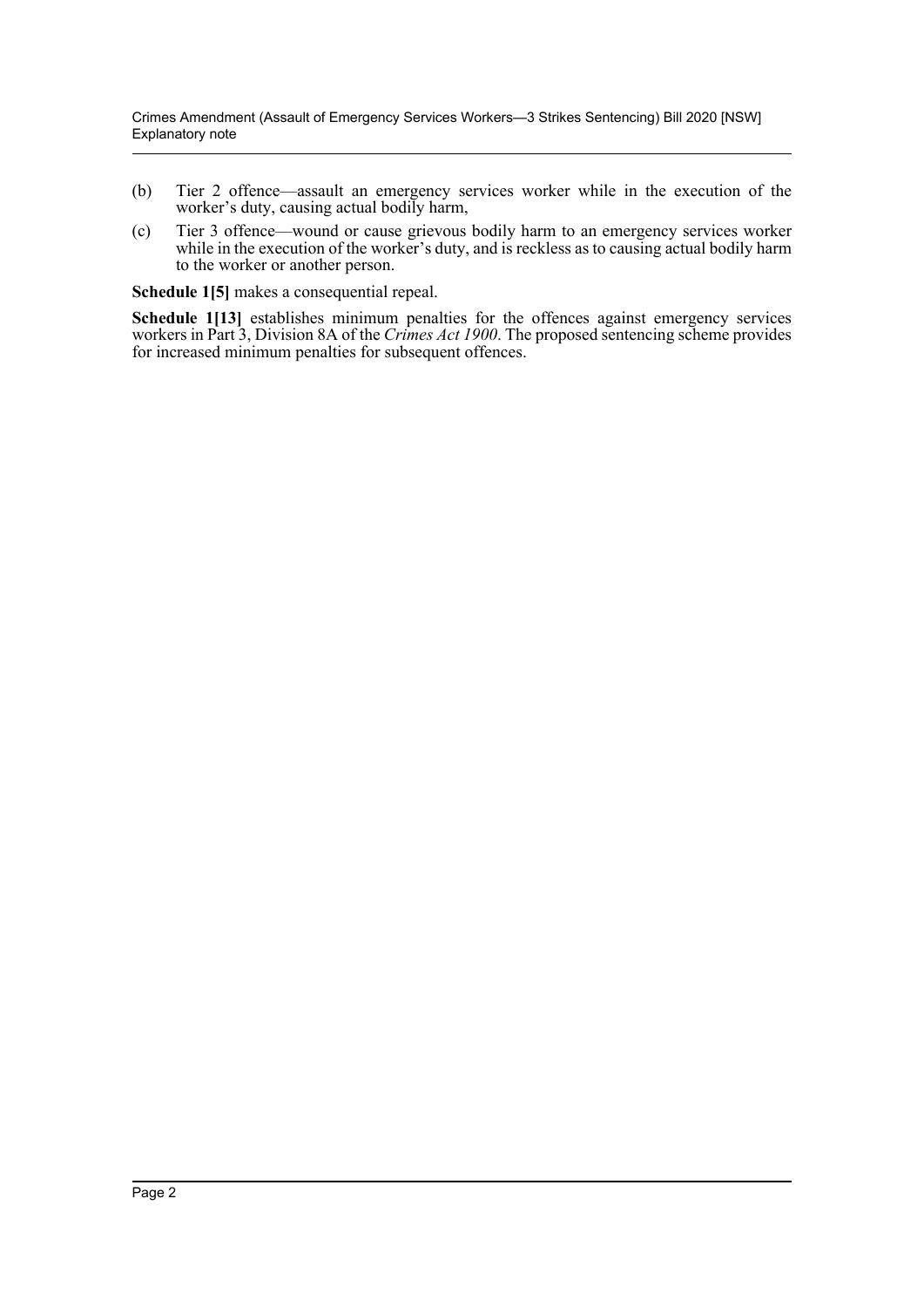(b) Tier 2 offence—assault an emergency services worker while in the execution of the worker's duty, causing actual bodily harm,

(c) Tier 3 offence—wound or cause grievous bodily harm to an emergency services worker while in the execution of the worker's duty, and is reckless as to causing actual bodily harm to the worker or another person.

**Schedule 1[5]** makes a consequential repeal.

**Schedule 1[13]** establishes minimum penalties for the offences against emergency services workers in Part 3, Division 8A of the *Crimes Act 1900*. The proposed sentencing scheme provides for increased minimum penalties for subsequent offences.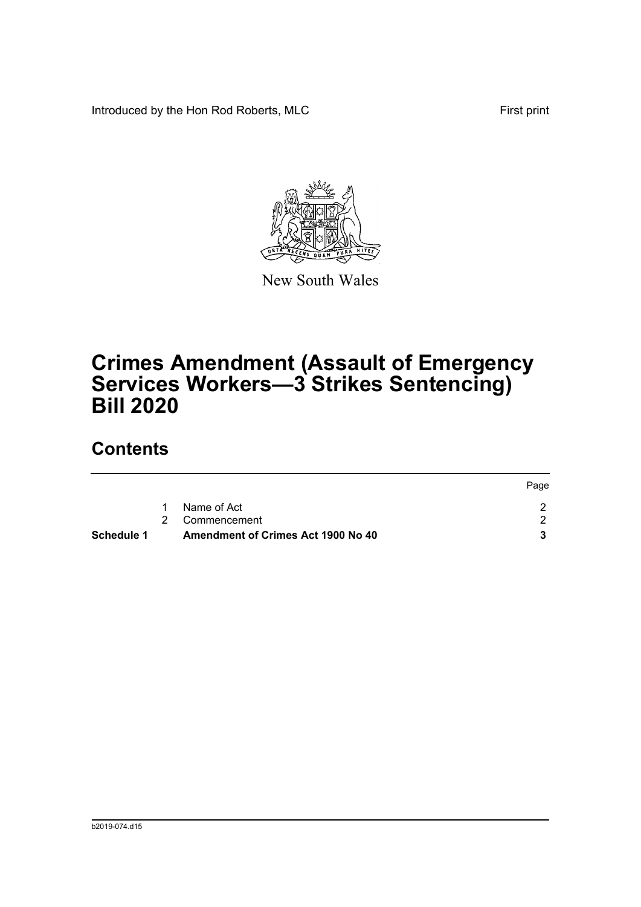Introduced by the Hon Rod Roberts, MLC

First print

New South Wales

# Crimes Amendment (Assault of Emergency Services Workers—3 Strikes Sentencing) Bill 2020

## Contents

| | | | Page |
|---|---|---|---|
| | 1 | Name of Act | 2 |
| | 2 | Commencement | 2 |
| **Schedule 1** | | **Amendment of Crimes Act 1900 No 40** | **3** |

b2019-074.d15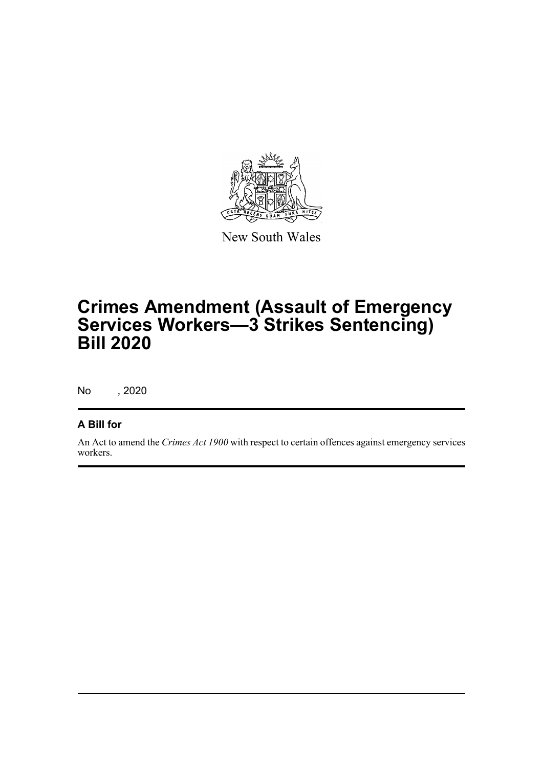New South Wales

# Crimes Amendment (Assault of Emergency Services Workers—3 Strikes Sentencing) Bill 2020

No , 2020

## A Bill for

An Act to amend the *Crimes Act 1900* with respect to certain offences against emergency services workers.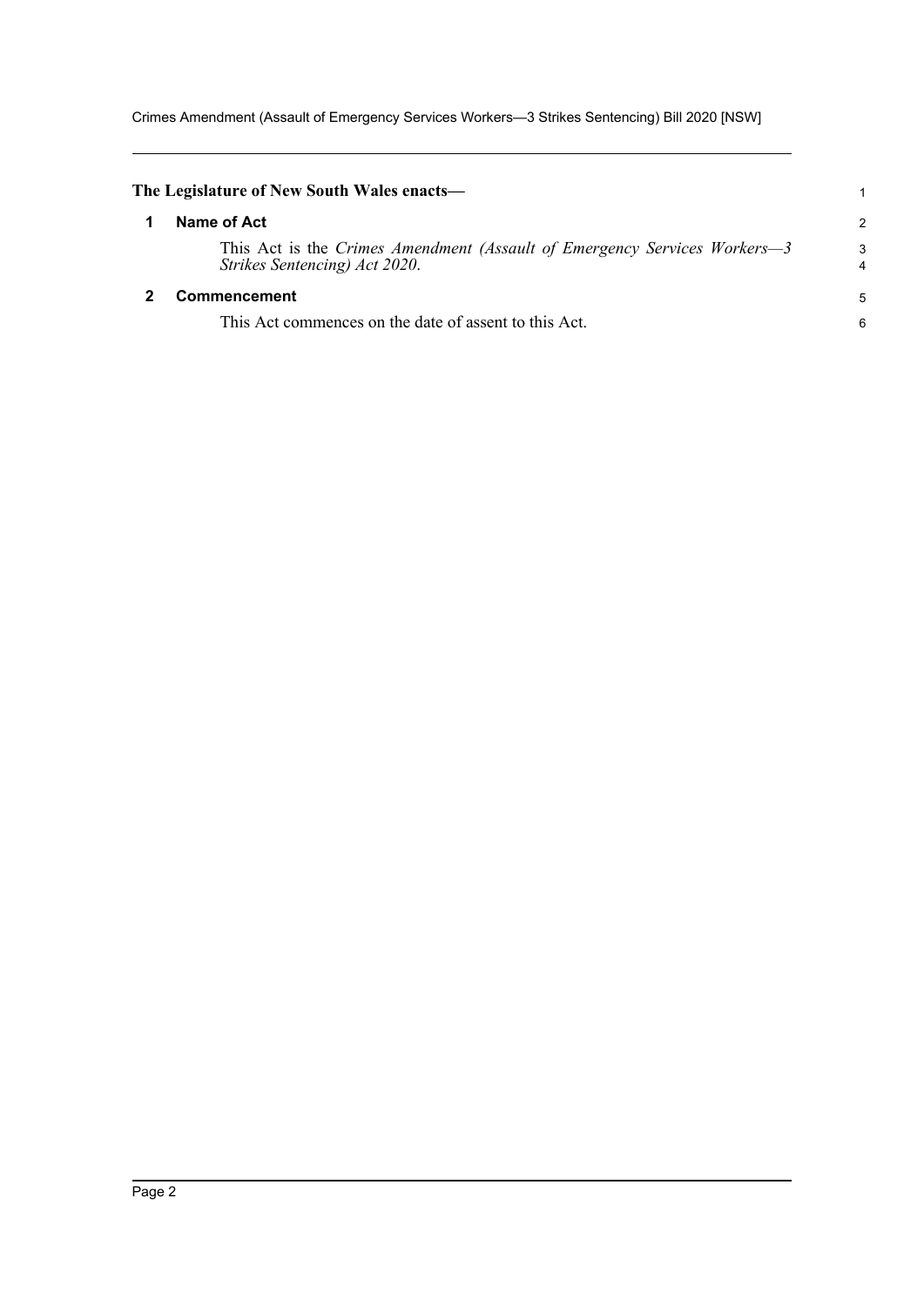**The Legislature of New South Wales enacts—**

## 1 Name of Act

This Act is the *Crimes Amendment (Assault of Emergency Services Workers—3 Strikes Sentencing) Act 2020*.

## 2 Commencement

This Act commences on the date of assent to this Act.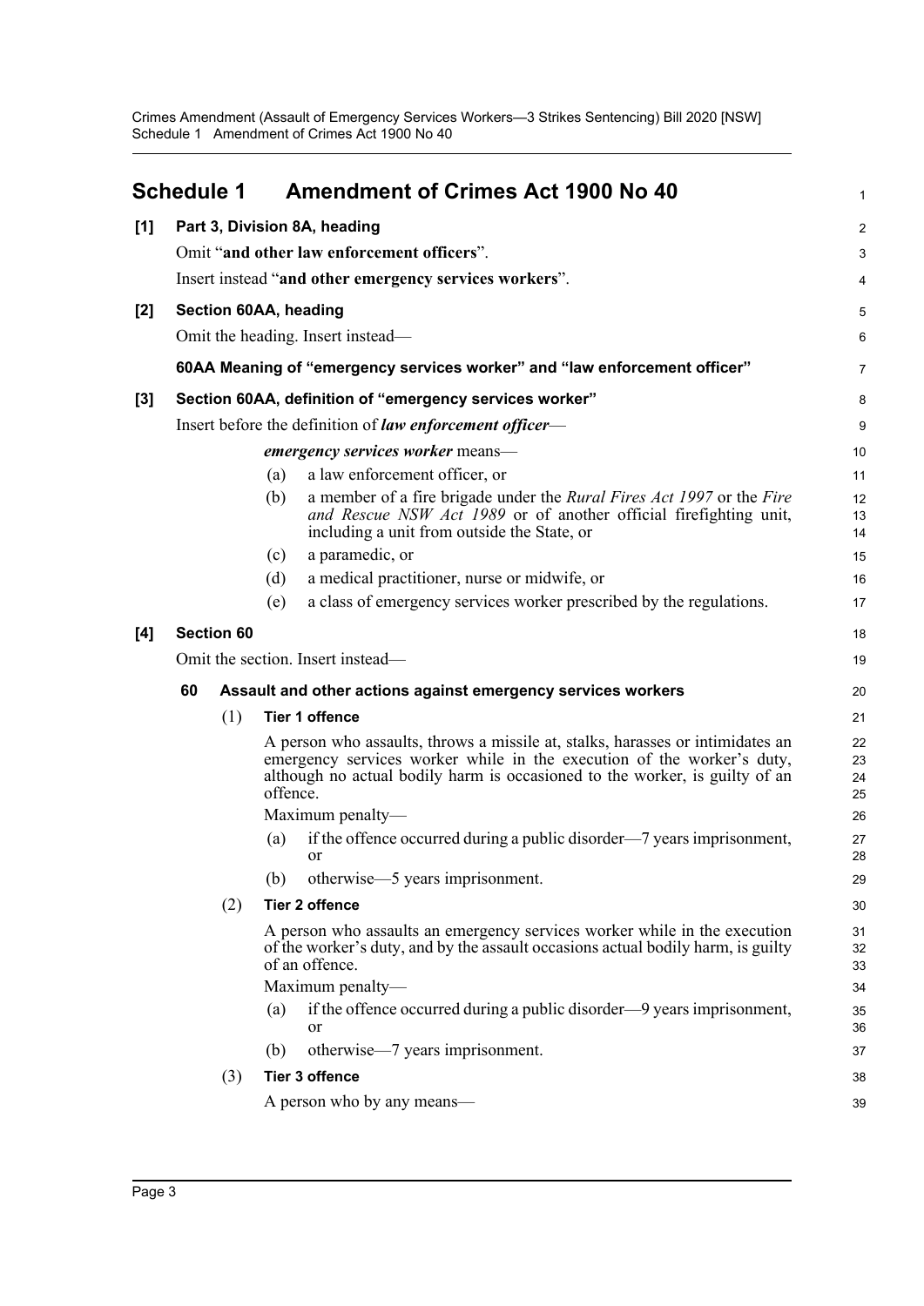## Schedule 1 Amendment of Crimes Act 1900 No 40

**[1] Part 3, Division 8A, heading**

Omit "**and other law enforcement officers**".

Insert instead "**and other emergency services workers**".

**[2] Section 60AA, heading**

Omit the heading. Insert instead—

**60AA Meaning of "emergency services worker" and "law enforcement officer"**

**[3] Section 60AA, definition of "emergency services worker"**

Insert before the definition of ***law enforcement officer***—

***emergency services worker*** means—

(a) a law enforcement officer, or

(b) a member of a fire brigade under the *Rural Fires Act 1997* or the *Fire and Rescue NSW Act 1989* or of another official firefighting unit, including a unit from outside the State, or

(c) a paramedic, or

(d) a medical practitioner, nurse or midwife, or

(e) a class of emergency services worker prescribed by the regulations.

**[4] Section 60**

Omit the section. Insert instead—

**60 Assault and other actions against emergency services workers**

(1) **Tier 1 offence**

A person who assaults, throws a missile at, stalks, harasses or intimidates an emergency services worker while in the execution of the worker's duty, although no actual bodily harm is occasioned to the worker, is guilty of an offence.

Maximum penalty—

(a) if the offence occurred during a public disorder—7 years imprisonment, or

(b) otherwise—5 years imprisonment.

(2) **Tier 2 offence**

A person who assaults an emergency services worker while in the execution of the worker's duty, and by the assault occasions actual bodily harm, is guilty of an offence.

Maximum penalty—

(a) if the offence occurred during a public disorder—9 years imprisonment, or

(b) otherwise—7 years imprisonment.

(3) **Tier 3 offence**

A person who by any means—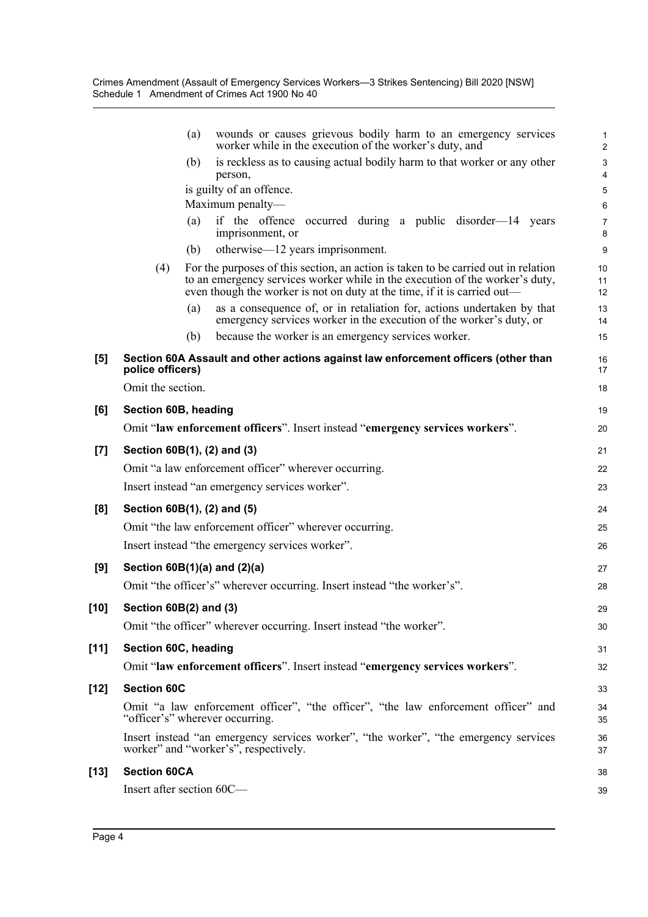(a) wounds or causes grievous bodily harm to an emergency services worker while in the execution of the worker's duty, and

(b) is reckless as to causing actual bodily harm to that worker or any other person,

is guilty of an offence.

Maximum penalty—

(a) if the offence occurred during a public disorder—14 years imprisonment, or

(b) otherwise—12 years imprisonment.

(4) For the purposes of this section, an action is taken to be carried out in relation to an emergency services worker while in the execution of the worker's duty, even though the worker is not on duty at the time, if it is carried out—

(a) as a consequence of, or in retaliation for, actions undertaken by that emergency services worker in the execution of the worker's duty, or

(b) because the worker is an emergency services worker.

**[5] Section 60A Assault and other actions against law enforcement officers (other than police officers)**

Omit the section.

**[6] Section 60B, heading**

Omit "**law enforcement officers**". Insert instead "**emergency services workers**".

**[7] Section 60B(1), (2) and (3)**

Omit "a law enforcement officer" wherever occurring.

Insert instead "an emergency services worker".

**[8] Section 60B(1), (2) and (5)**

Omit "the law enforcement officer" wherever occurring.

Insert instead "the emergency services worker".

**[9] Section 60B(1)(a) and (2)(a)**

Omit "the officer's" wherever occurring. Insert instead "the worker's".

**[10] Section 60B(2) and (3)**

Omit "the officer" wherever occurring. Insert instead "the worker".

**[11] Section 60C, heading**

Omit "**law enforcement officers**". Insert instead "**emergency services workers**".

**[12] Section 60C**

Omit "a law enforcement officer", "the officer", "the law enforcement officer" and "officer's" wherever occurring.

Insert instead "an emergency services worker", "the worker", "the emergency services worker" and "worker's", respectively.

**[13] Section 60CA**

Insert after section 60C—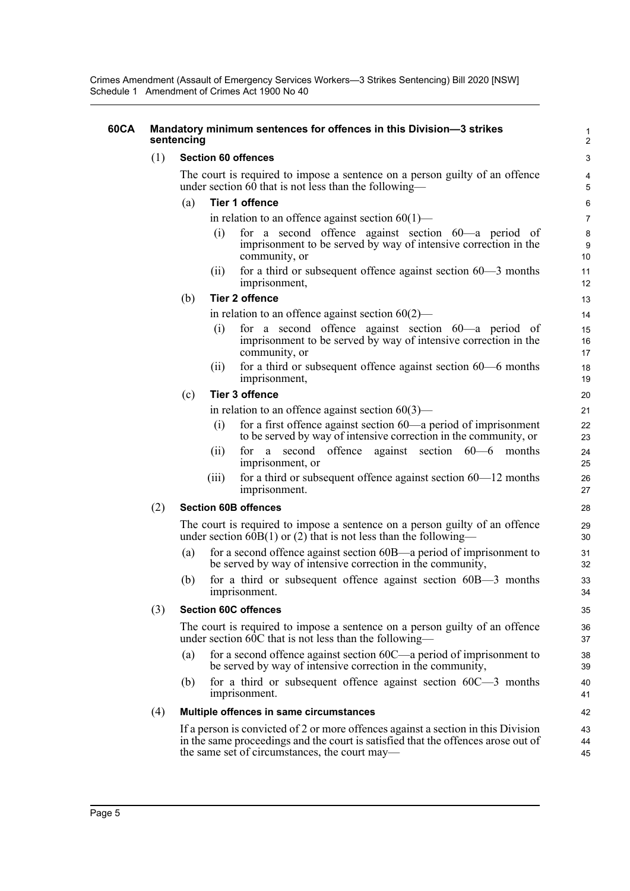**60CA Mandatory minimum sentences for offences in this Division—3 strikes sentencing**

(1) **Section 60 offences**

The court is required to impose a sentence on a person guilty of an offence under section 60 that is not less than the following—

(a) **Tier 1 offence**

in relation to an offence against section 60(1)—

(i) for a second offence against section 60—a period of imprisonment to be served by way of intensive correction in the community, or

(ii) for a third or subsequent offence against section 60—3 months imprisonment,

(b) **Tier 2 offence**

in relation to an offence against section 60(2)—

(i) for a second offence against section 60—a period of imprisonment to be served by way of intensive correction in the community, or

(ii) for a third or subsequent offence against section 60—6 months imprisonment,

(c) **Tier 3 offence**

in relation to an offence against section 60(3)—

(i) for a first offence against section 60—a period of imprisonment to be served by way of intensive correction in the community, or

(ii) for a second offence against section 60—6 months imprisonment, or

(iii) for a third or subsequent offence against section 60—12 months imprisonment.

(2) **Section 60B offences**

The court is required to impose a sentence on a person guilty of an offence under section 60B(1) or (2) that is not less than the following—

(a) for a second offence against section 60B—a period of imprisonment to be served by way of intensive correction in the community,

(b) for a third or subsequent offence against section 60B—3 months imprisonment.

(3) **Section 60C offences**

The court is required to impose a sentence on a person guilty of an offence under section 60C that is not less than the following—

(a) for a second offence against section 60C—a period of imprisonment to be served by way of intensive correction in the community,

(b) for a third or subsequent offence against section 60C—3 months imprisonment.

(4) **Multiple offences in same circumstances**

If a person is convicted of 2 or more offences against a section in this Division in the same proceedings and the court is satisfied that the offences arose out of the same set of circumstances, the court may—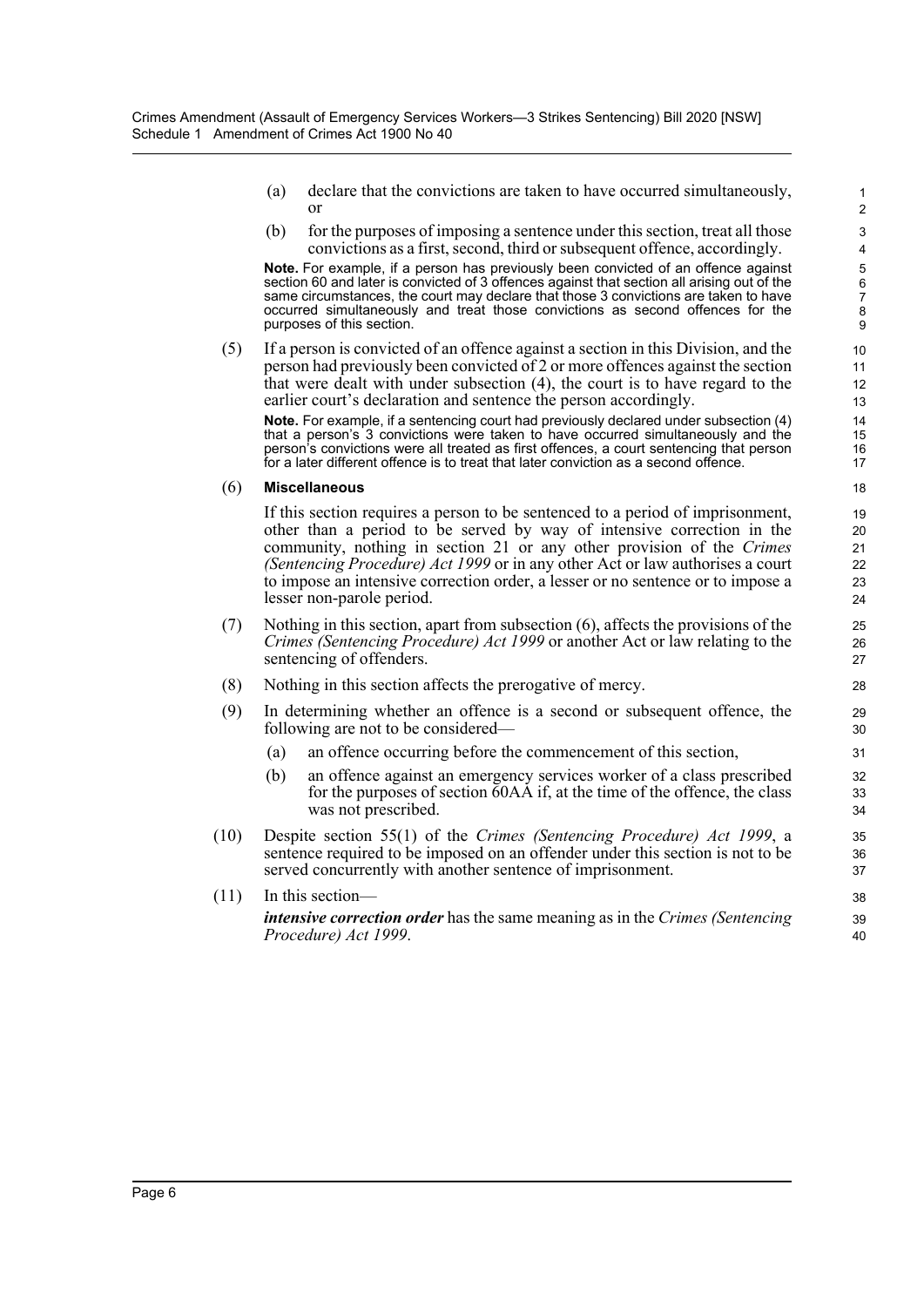(a) declare that the convictions are taken to have occurred simultaneously, or

(b) for the purposes of imposing a sentence under this section, treat all those convictions as a first, second, third or subsequent offence, accordingly.

**Note.** For example, if a person has previously been convicted of an offence against section 60 and later is convicted of 3 offences against that section all arising out of the same circumstances, the court may declare that those 3 convictions are taken to have occurred simultaneously and treat those convictions as second offences for the purposes of this section.

(5) If a person is convicted of an offence against a section in this Division, and the person had previously been convicted of 2 or more offences against the section that were dealt with under subsection (4), the court is to have regard to the earlier court's declaration and sentence the person accordingly.

**Note.** For example, if a sentencing court had previously declared under subsection (4) that a person's 3 convictions were taken to have occurred simultaneously and the person's convictions were all treated as first offences, a court sentencing that person for a later different offence is to treat that later conviction as a second offence.

(6) **Miscellaneous**

If this section requires a person to be sentenced to a period of imprisonment, other than a period to be served by way of intensive correction in the community, nothing in section 21 or any other provision of the *Crimes (Sentencing Procedure) Act 1999* or in any other Act or law authorises a court to impose an intensive correction order, a lesser or no sentence or to impose a lesser non-parole period.

(7) Nothing in this section, apart from subsection (6), affects the provisions of the *Crimes (Sentencing Procedure) Act 1999* or another Act or law relating to the sentencing of offenders.

(8) Nothing in this section affects the prerogative of mercy.

(9) In determining whether an offence is a second or subsequent offence, the following are not to be considered—

(a) an offence occurring before the commencement of this section,

(b) an offence against an emergency services worker of a class prescribed for the purposes of section 60AA if, at the time of the offence, the class was not prescribed.

(10) Despite section 55(1) of the *Crimes (Sentencing Procedure) Act 1999*, a sentence required to be imposed on an offender under this section is not to be served concurrently with another sentence of imprisonment.

(11) In this section—

***intensive correction order*** has the same meaning as in the *Crimes (Sentencing Procedure) Act 1999*.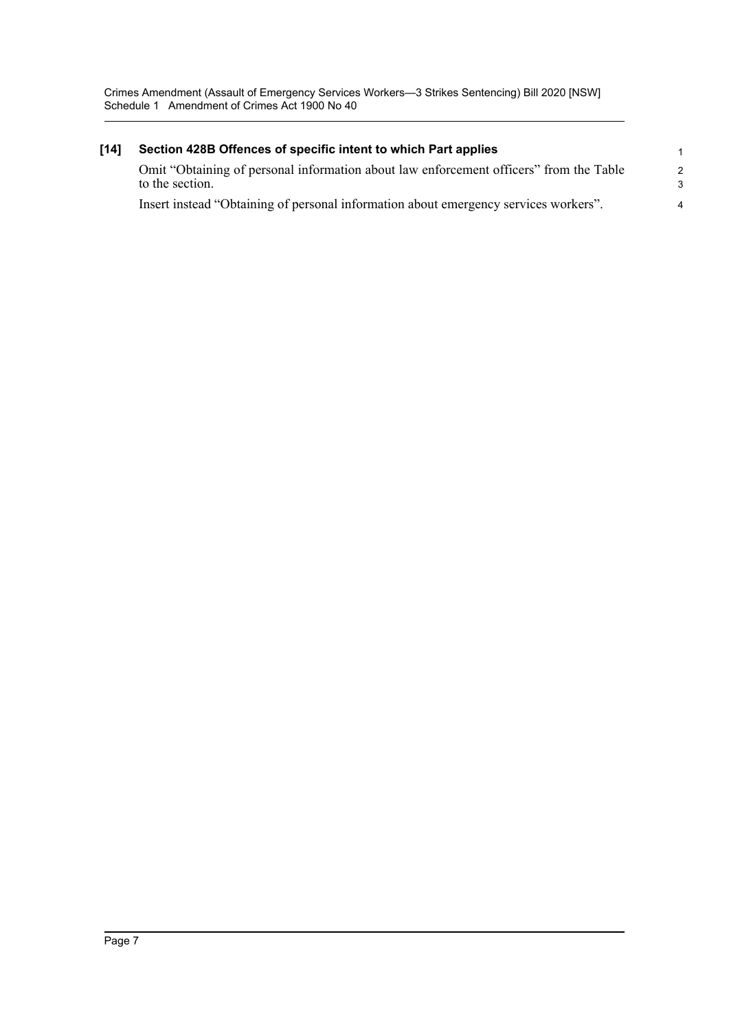**[14] Section 428B Offences of specific intent to which Part applies**

Omit "Obtaining of personal information about law enforcement officers" from the Table to the section.

Insert instead "Obtaining of personal information about emergency services workers".